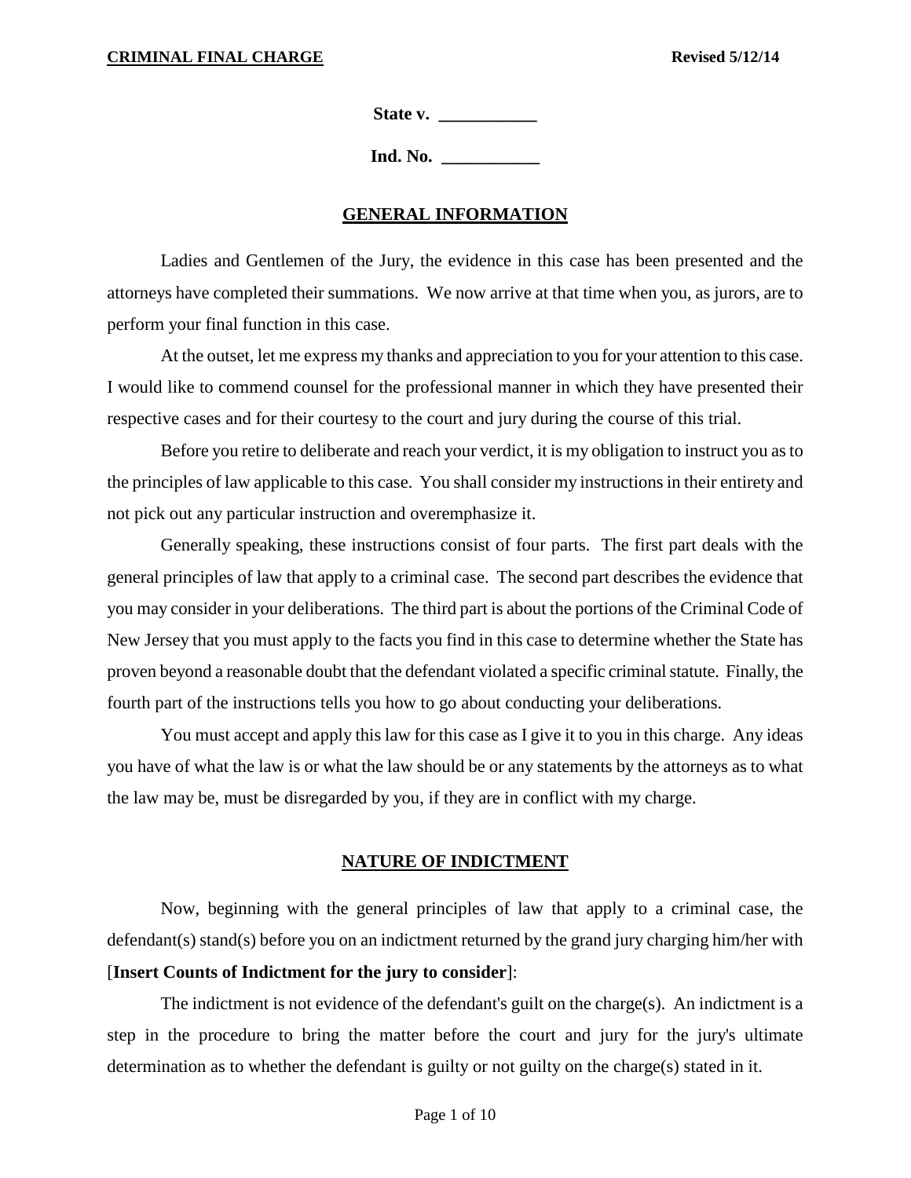**State v. ___________**

**Ind. No. ___________**

## GENERAL INFORMATION

Ladies and Gentlemen of the Jury, the evidence in this case has been presented and the attorneys have completed their summations. We now arrive at that time when you, as jurors, are to perform your final function in this case.

At the outset, let me express my thanks and appreciation to you for your attention to this case. I would like to commend counsel for the professional manner in which they have presented their respective cases and for their courtesy to the court and jury during the course of this trial.

Before you retire to deliberate and reach your verdict, it is my obligation to instruct you as to the principles of law applicable to this case. You shall consider my instructions in their entirety and not pick out any particular instruction and overemphasize it.

Generally speaking, these instructions consist of four parts. The first part deals with the general principles of law that apply to a criminal case. The second part describes the evidence that you may consider in your deliberations. The third part is about the portions of the Criminal Code of New Jersey that you must apply to the facts you find in this case to determine whether the State has proven beyond a reasonable doubt that the defendant violated a specific criminal statute. Finally, the fourth part of the instructions tells you how to go about conducting your deliberations.

You must accept and apply this law for this case as I give it to you in this charge. Any ideas you have of what the law is or what the law should be or any statements by the attorneys as to what the law may be, must be disregarded by you, if they are in conflict with my charge.

## NATURE OF INDICTMENT

Now, beginning with the general principles of law that apply to a criminal case, the defendant(s) stand(s) before you on an indictment returned by the grand jury charging him/her with [**Insert Counts of Indictment for the jury to consider**]:

The indictment is not evidence of the defendant's guilt on the charge(s). An indictment is a step in the procedure to bring the matter before the court and jury for the jury's ultimate determination as to whether the defendant is guilty or not guilty on the charge(s) stated in it.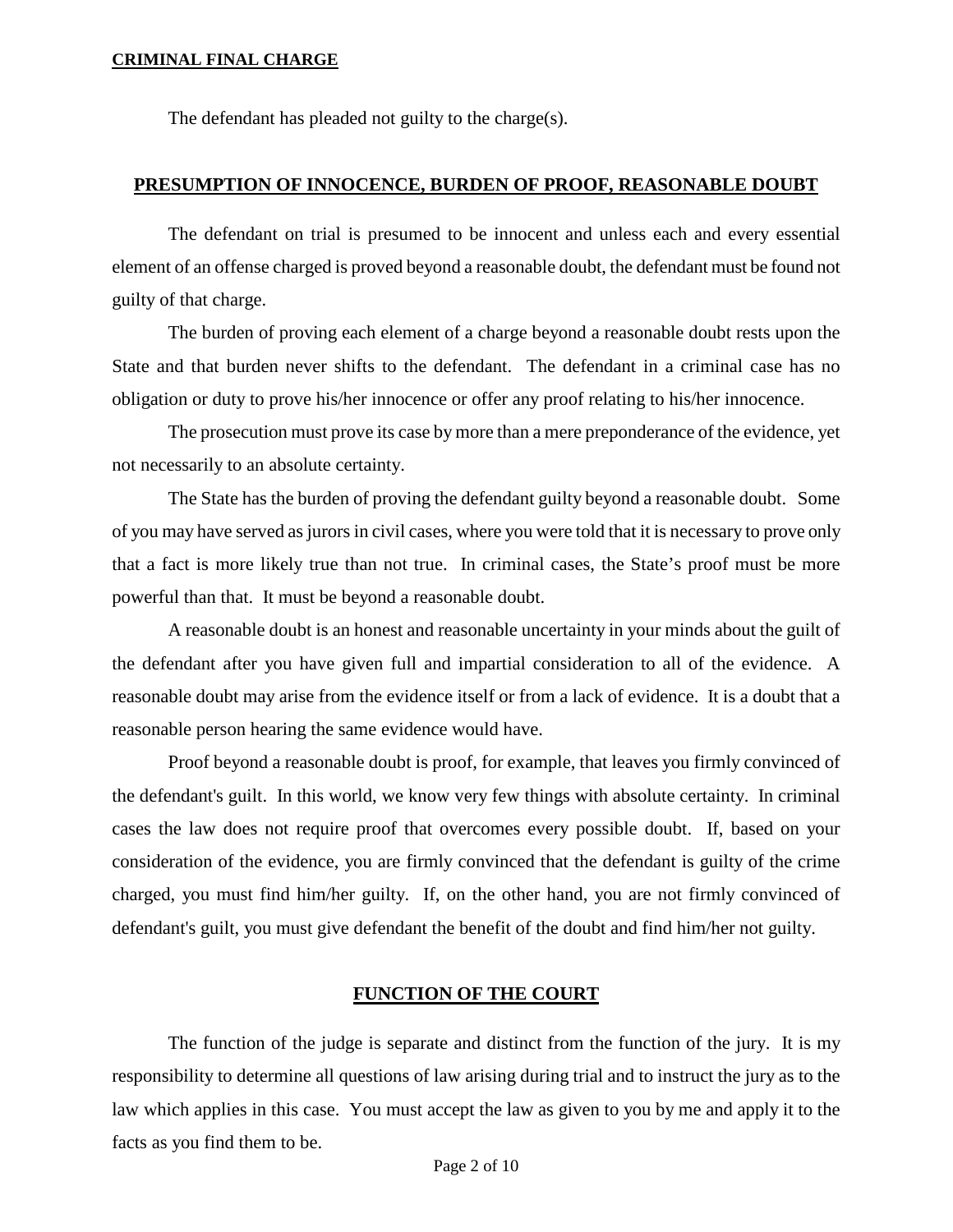The defendant has pleaded not guilty to the charge(s).

## PRESUMPTION OF INNOCENCE, BURDEN OF PROOF, REASONABLE DOUBT

The defendant on trial is presumed to be innocent and unless each and every essential element of an offense charged is proved beyond a reasonable doubt, the defendant must be found not guilty of that charge.

The burden of proving each element of a charge beyond a reasonable doubt rests upon the State and that burden never shifts to the defendant. The defendant in a criminal case has no obligation or duty to prove his/her innocence or offer any proof relating to his/her innocence.

The prosecution must prove its case by more than a mere preponderance of the evidence, yet not necessarily to an absolute certainty.

The State has the burden of proving the defendant guilty beyond a reasonable doubt. Some of you may have served as jurors in civil cases, where you were told that it is necessary to prove only that a fact is more likely true than not true. In criminal cases, the State's proof must be more powerful than that. It must be beyond a reasonable doubt.

A reasonable doubt is an honest and reasonable uncertainty in your minds about the guilt of the defendant after you have given full and impartial consideration to all of the evidence. A reasonable doubt may arise from the evidence itself or from a lack of evidence. It is a doubt that a reasonable person hearing the same evidence would have.

Proof beyond a reasonable doubt is proof, for example, that leaves you firmly convinced of the defendant's guilt. In this world, we know very few things with absolute certainty. In criminal cases the law does not require proof that overcomes every possible doubt. If, based on your consideration of the evidence, you are firmly convinced that the defendant is guilty of the crime charged, you must find him/her guilty. If, on the other hand, you are not firmly convinced of defendant's guilt, you must give defendant the benefit of the doubt and find him/her not guilty.

## FUNCTION OF THE COURT

The function of the judge is separate and distinct from the function of the jury. It is my responsibility to determine all questions of law arising during trial and to instruct the jury as to the law which applies in this case. You must accept the law as given to you by me and apply it to the facts as you find them to be.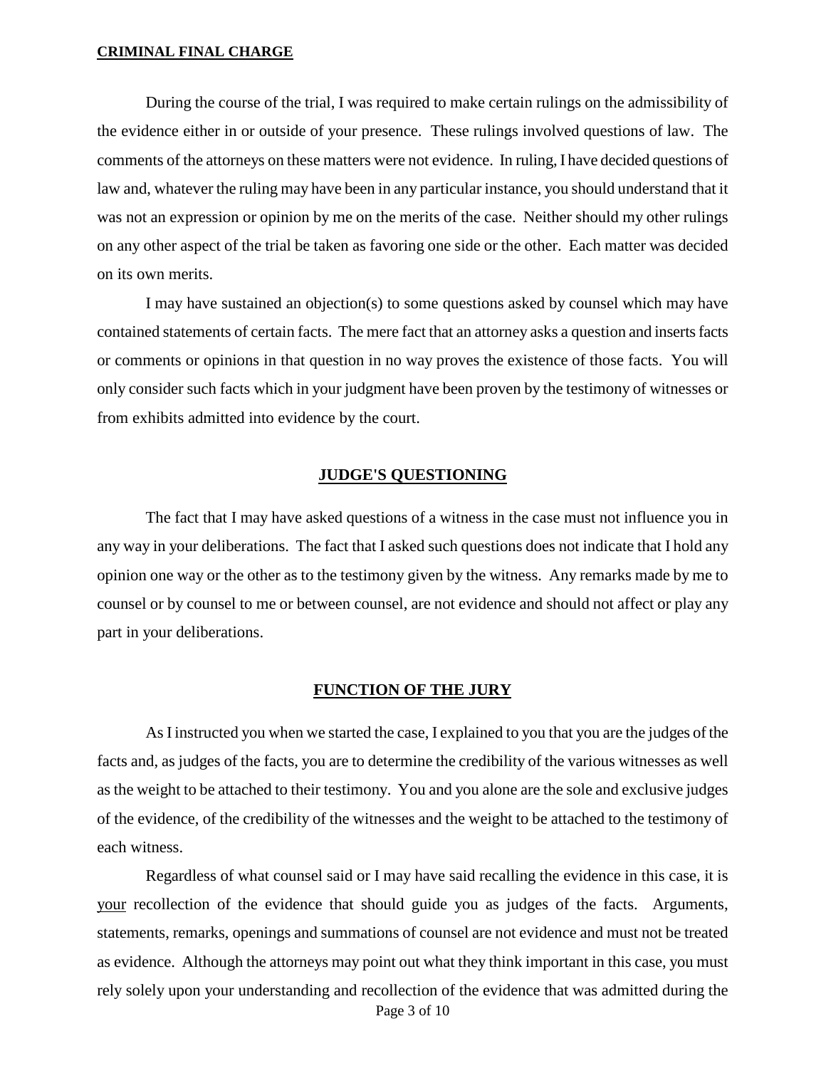During the course of the trial, I was required to make certain rulings on the admissibility of the evidence either in or outside of your presence. These rulings involved questions of law. The comments of the attorneys on these matters were not evidence. In ruling, I have decided questions of law and, whatever the ruling may have been in any particular instance, you should understand that it was not an expression or opinion by me on the merits of the case. Neither should my other rulings on any other aspect of the trial be taken as favoring one side or the other. Each matter was decided on its own merits.

I may have sustained an objection(s) to some questions asked by counsel which may have contained statements of certain facts. The mere fact that an attorney asks a question and inserts facts or comments or opinions in that question in no way proves the existence of those facts. You will only consider such facts which in your judgment have been proven by the testimony of witnesses or from exhibits admitted into evidence by the court.

## JUDGE'S QUESTIONING

The fact that I may have asked questions of a witness in the case must not influence you in any way in your deliberations. The fact that I asked such questions does not indicate that I hold any opinion one way or the other as to the testimony given by the witness. Any remarks made by me to counsel or by counsel to me or between counsel, are not evidence and should not affect or play any part in your deliberations.

## FUNCTION OF THE JURY

As I instructed you when we started the case, I explained to you that you are the judges of the facts and, as judges of the facts, you are to determine the credibility of the various witnesses as well as the weight to be attached to their testimony. You and you alone are the sole and exclusive judges of the evidence, of the credibility of the witnesses and the weight to be attached to the testimony of each witness.

Regardless of what counsel said or I may have said recalling the evidence in this case, it is <u>your</u> recollection of the evidence that should guide you as judges of the facts. Arguments, statements, remarks, openings and summations of counsel are not evidence and must not be treated as evidence. Although the attorneys may point out what they think important in this case, you must rely solely upon your understanding and recollection of the evidence that was admitted during the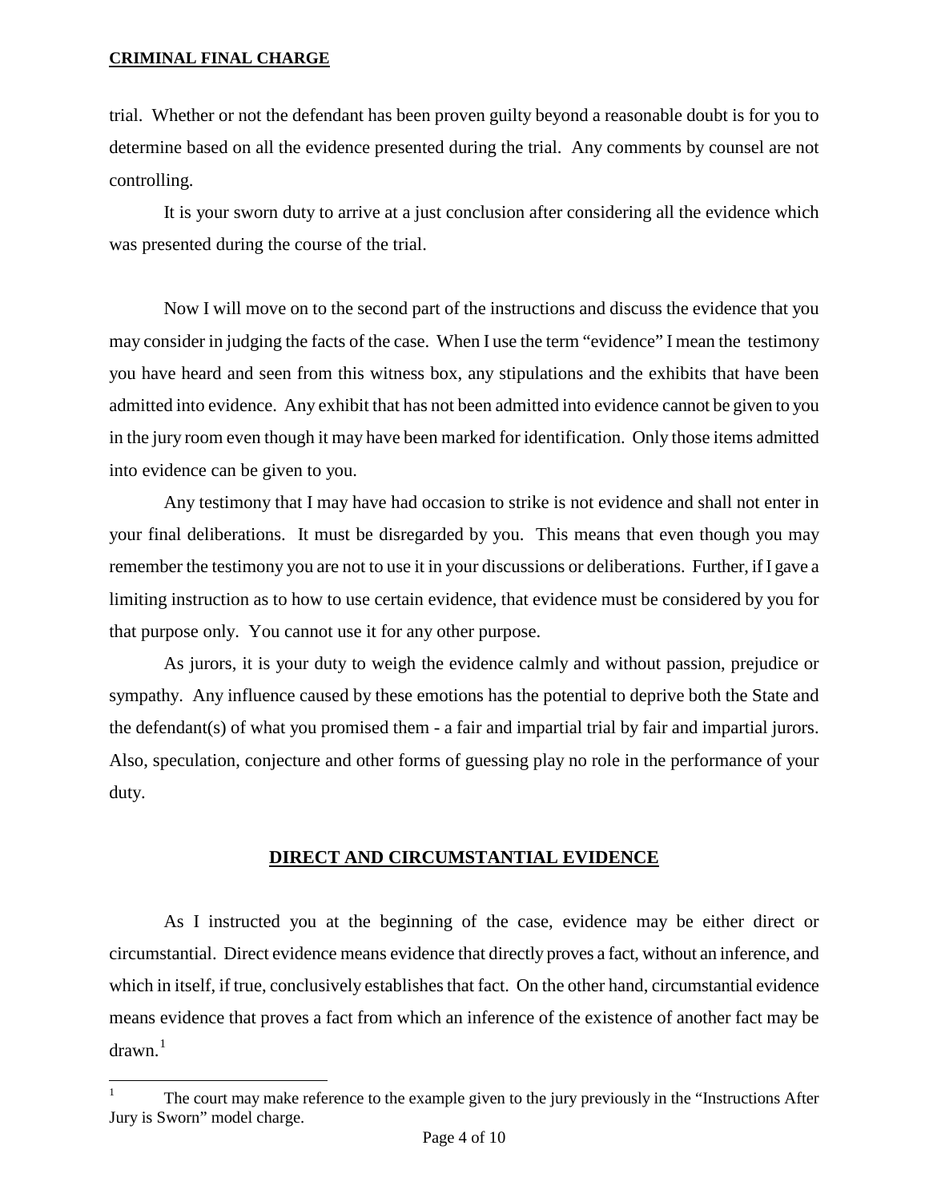trial. Whether or not the defendant has been proven guilty beyond a reasonable doubt is for you to determine based on all the evidence presented during the trial. Any comments by counsel are not controlling.

It is your sworn duty to arrive at a just conclusion after considering all the evidence which was presented during the course of the trial.

Now I will move on to the second part of the instructions and discuss the evidence that you may consider in judging the facts of the case. When I use the term "evidence" I mean the testimony you have heard and seen from this witness box, any stipulations and the exhibits that have been admitted into evidence. Any exhibit that has not been admitted into evidence cannot be given to you in the jury room even though it may have been marked for identification. Only those items admitted into evidence can be given to you.

Any testimony that I may have had occasion to strike is not evidence and shall not enter in your final deliberations. It must be disregarded by you. This means that even though you may remember the testimony you are not to use it in your discussions or deliberations. Further, if I gave a limiting instruction as to how to use certain evidence, that evidence must be considered by you for that purpose only. You cannot use it for any other purpose.

As jurors, it is your duty to weigh the evidence calmly and without passion, prejudice or sympathy. Any influence caused by these emotions has the potential to deprive both the State and the defendant(s) of what you promised them - a fair and impartial trial by fair and impartial jurors. Also, speculation, conjecture and other forms of guessing play no role in the performance of your duty.

## DIRECT AND CIRCUMSTANTIAL EVIDENCE

As I instructed you at the beginning of the case, evidence may be either direct or circumstantial. Direct evidence means evidence that directly proves a fact, without an inference, and which in itself, if true, conclusively establishes that fact. On the other hand, circumstantial evidence means evidence that proves a fact from which an inference of the existence of another fact may be drawn.[1]

---

[1] The court may make reference to the example given to the jury previously in the "Instructions After Jury is Sworn" model charge.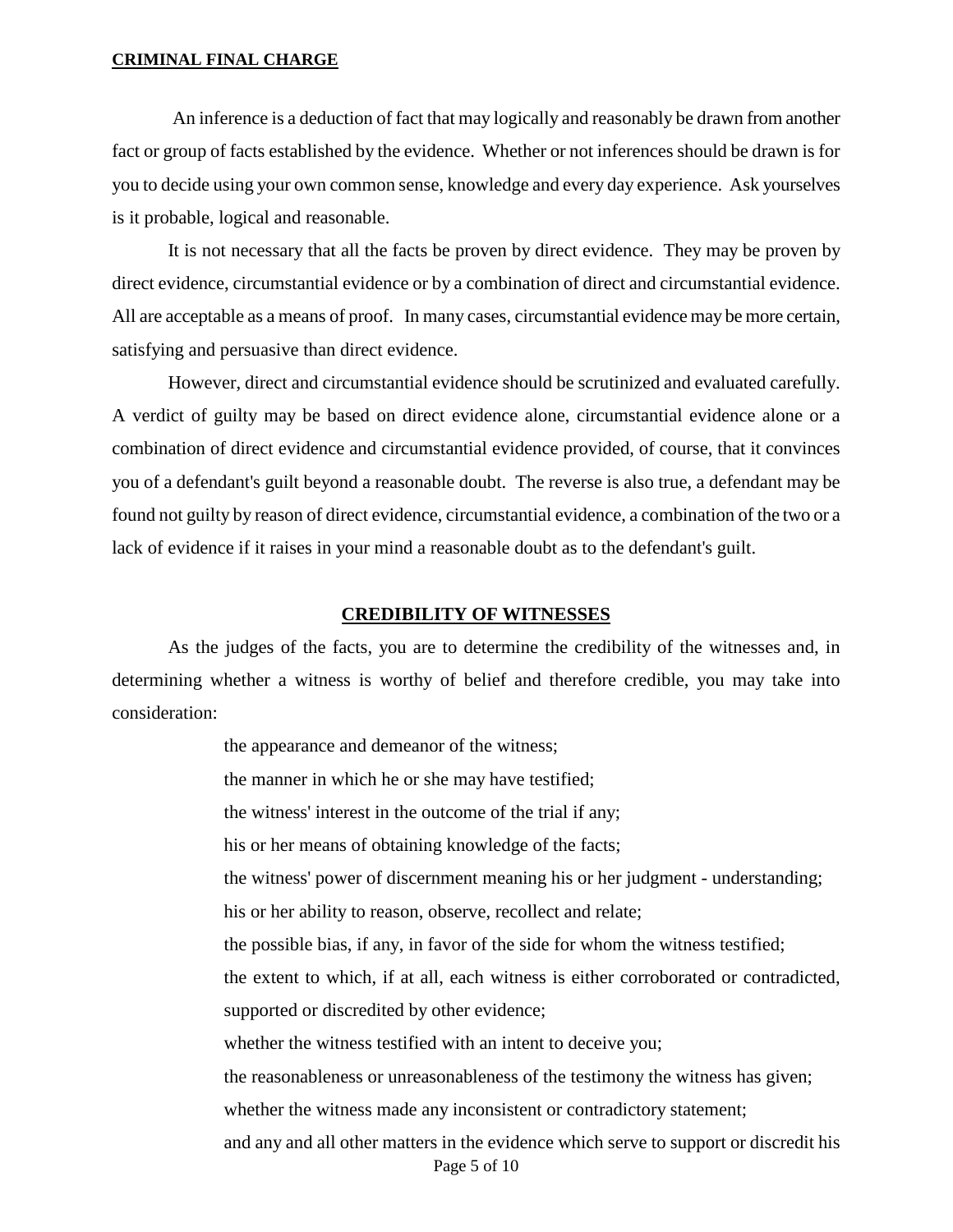An inference is a deduction of fact that may logically and reasonably be drawn from another fact or group of facts established by the evidence. Whether or not inferences should be drawn is for you to decide using your own common sense, knowledge and every day experience. Ask yourselves is it probable, logical and reasonable.

It is not necessary that all the facts be proven by direct evidence. They may be proven by direct evidence, circumstantial evidence or by a combination of direct and circumstantial evidence. All are acceptable as a means of proof. In many cases, circumstantial evidence may be more certain, satisfying and persuasive than direct evidence.

However, direct and circumstantial evidence should be scrutinized and evaluated carefully. A verdict of guilty may be based on direct evidence alone, circumstantial evidence alone or a combination of direct evidence and circumstantial evidence provided, of course, that it convinces you of a defendant's guilt beyond a reasonable doubt. The reverse is also true, a defendant may be found not guilty by reason of direct evidence, circumstantial evidence, a combination of the two or a lack of evidence if it raises in your mind a reasonable doubt as to the defendant's guilt.

## CREDIBILITY OF WITNESSES

As the judges of the facts, you are to determine the credibility of the witnesses and, in determining whether a witness is worthy of belief and therefore credible, you may take into consideration:

the appearance and demeanor of the witness;

the manner in which he or she may have testified;

the witness' interest in the outcome of the trial if any;

his or her means of obtaining knowledge of the facts;

the witness' power of discernment meaning his or her judgment - understanding;

his or her ability to reason, observe, recollect and relate;

the possible bias, if any, in favor of the side for whom the witness testified;

the extent to which, if at all, each witness is either corroborated or contradicted, supported or discredited by other evidence;

whether the witness testified with an intent to deceive you;

the reasonableness or unreasonableness of the testimony the witness has given;

whether the witness made any inconsistent or contradictory statement;

and any and all other matters in the evidence which serve to support or discredit his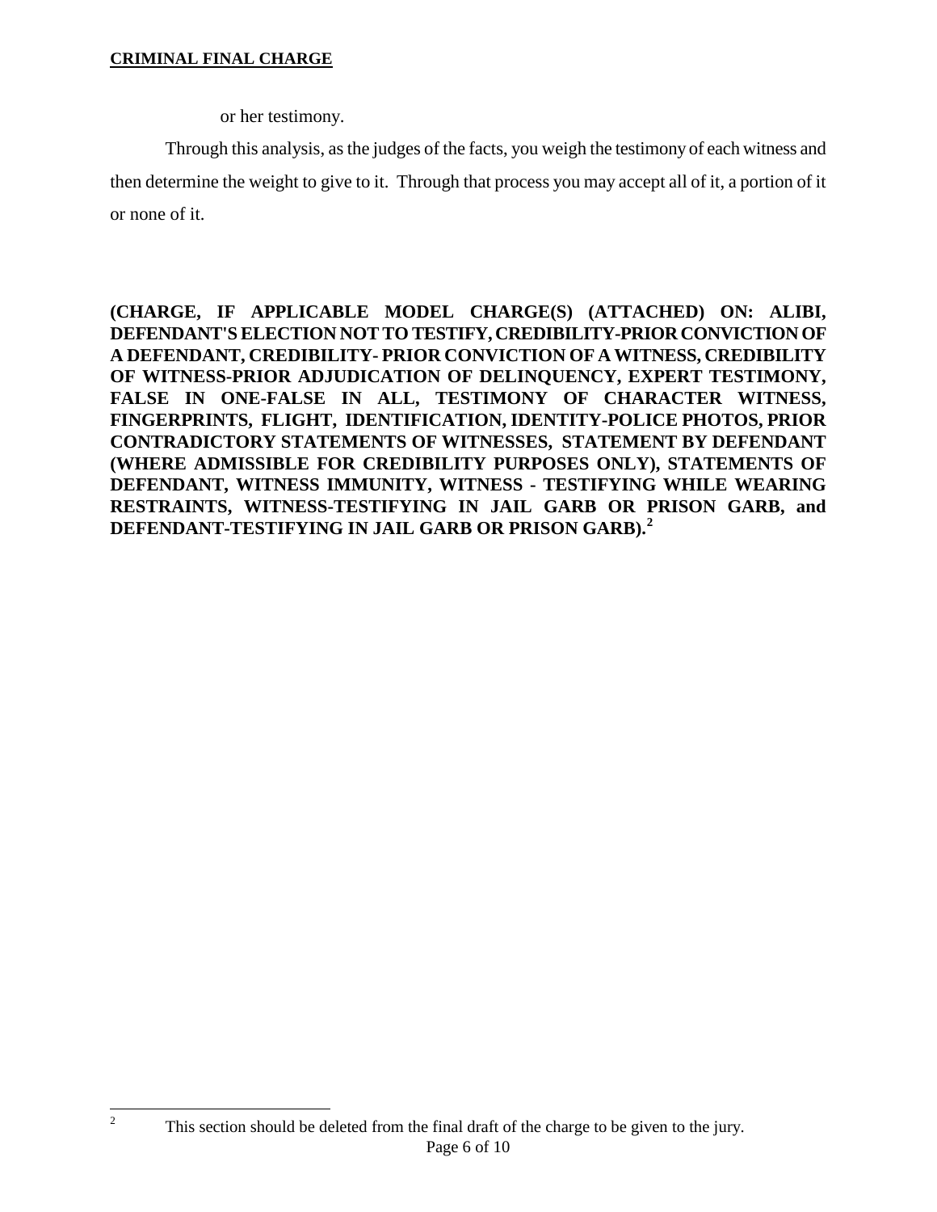or her testimony.

Through this analysis, as the judges of the facts, you weigh the testimony of each witness and then determine the weight to give to it. Through that process you may accept all of it, a portion of it or none of it.

**(CHARGE, IF APPLICABLE MODEL CHARGE(S) (ATTACHED) ON: ALIBI, DEFENDANT'S ELECTION NOT TO TESTIFY, CREDIBILITY-PRIOR CONVICTION OF A DEFENDANT, CREDIBILITY- PRIOR CONVICTION OF A WITNESS, CREDIBILITY OF WITNESS-PRIOR ADJUDICATION OF DELINQUENCY, EXPERT TESTIMONY, FALSE IN ONE-FALSE IN ALL, TESTIMONY OF CHARACTER WITNESS, FINGERPRINTS, FLIGHT, IDENTIFICATION, IDENTITY-POLICE PHOTOS, PRIOR CONTRADICTORY STATEMENTS OF WITNESSES, STATEMENT BY DEFENDANT (WHERE ADMISSIBLE FOR CREDIBILITY PURPOSES ONLY), STATEMENTS OF DEFENDANT, WITNESS IMMUNITY, WITNESS - TESTIFYING WHILE WEARING RESTRAINTS, WITNESS-TESTIFYING IN JAIL GARB OR PRISON GARB, and DEFENDANT-TESTIFYING IN JAIL GARB OR PRISON GARB).**[2]

---

[2] This section should be deleted from the final draft of the charge to be given to the jury.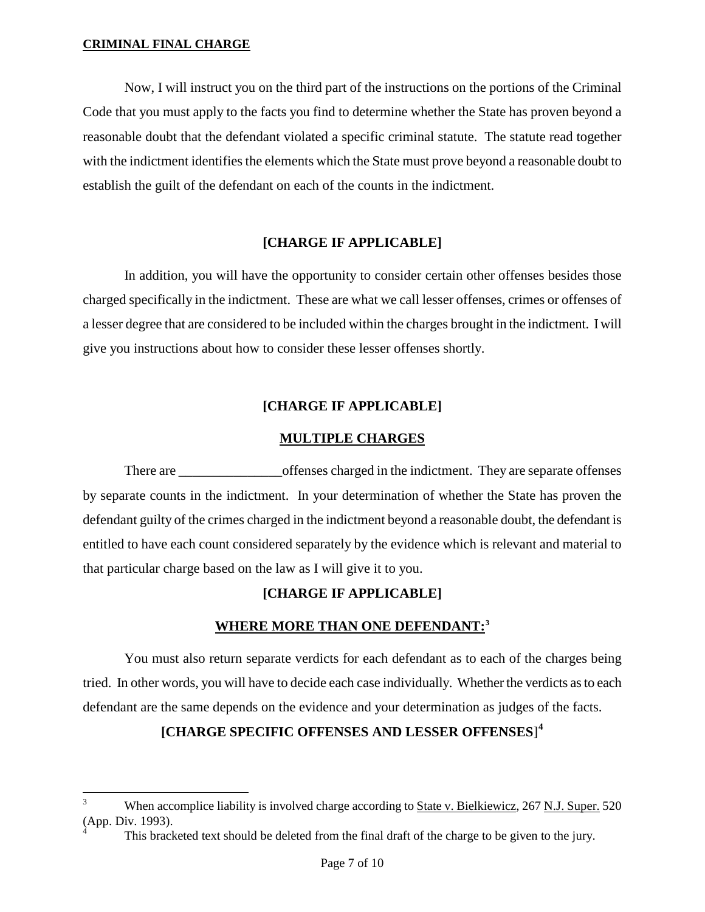**CRIMINAL FINAL CHARGE**

Now, I will instruct you on the third part of the instructions on the portions of the Criminal Code that you must apply to the facts you find to determine whether the State has proven beyond a reasonable doubt that the defendant violated a specific criminal statute. The statute read together with the indictment identifies the elements which the State must prove beyond a reasonable doubt to establish the guilt of the defendant on each of the counts in the indictment.

**[CHARGE IF APPLICABLE]**

In addition, you will have the opportunity to consider certain other offenses besides those charged specifically in the indictment. These are what we call lesser offenses, crimes or offenses of a lesser degree that are considered to be included within the charges brought in the indictment. I will give you instructions about how to consider these lesser offenses shortly.

**[CHARGE IF APPLICABLE]**

**MULTIPLE CHARGES**

There are _______________ offenses charged in the indictment. They are separate offenses by separate counts in the indictment. In your determination of whether the State has proven the defendant guilty of the crimes charged in the indictment beyond a reasonable doubt, the defendant is entitled to have each count considered separately by the evidence which is relevant and material to that particular charge based on the law as I will give it to you.

**[CHARGE IF APPLICABLE]**

**WHERE MORE THAN ONE DEFENDANT:**[3]

You must also return separate verdicts for each defendant as to each of the charges being tried. In other words, you will have to decide each case individually. Whether the verdicts as to each defendant are the same depends on the evidence and your determination as judges of the facts.

**[CHARGE SPECIFIC OFFENSES AND LESSER OFFENSES]**[4]

---

[3] When accomplice liability is involved charge according to State v. Bielkiewicz, 267 N.J. Super. 520 (App. Div. 1993).

[4] This bracketed text should be deleted from the final draft of the charge to be given to the jury.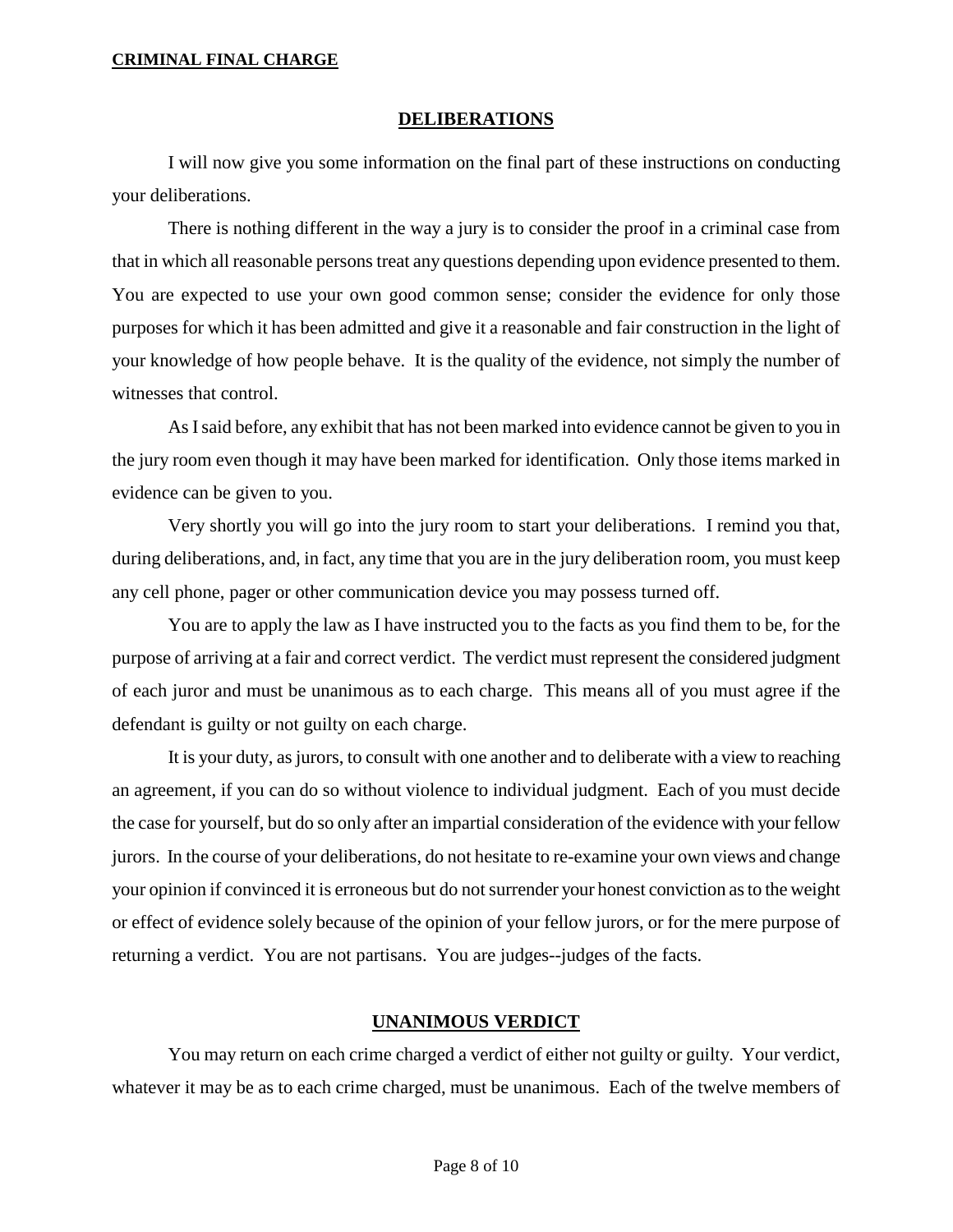## DELIBERATIONS

I will now give you some information on the final part of these instructions on conducting your deliberations.

There is nothing different in the way a jury is to consider the proof in a criminal case from that in which all reasonable persons treat any questions depending upon evidence presented to them. You are expected to use your own good common sense; consider the evidence for only those purposes for which it has been admitted and give it a reasonable and fair construction in the light of your knowledge of how people behave. It is the quality of the evidence, not simply the number of witnesses that control.

As I said before, any exhibit that has not been marked into evidence cannot be given to you in the jury room even though it may have been marked for identification. Only those items marked in evidence can be given to you.

Very shortly you will go into the jury room to start your deliberations. I remind you that, during deliberations, and, in fact, any time that you are in the jury deliberation room, you must keep any cell phone, pager or other communication device you may possess turned off.

You are to apply the law as I have instructed you to the facts as you find them to be, for the purpose of arriving at a fair and correct verdict. The verdict must represent the considered judgment of each juror and must be unanimous as to each charge. This means all of you must agree if the defendant is guilty or not guilty on each charge.

It is your duty, as jurors, to consult with one another and to deliberate with a view to reaching an agreement, if you can do so without violence to individual judgment. Each of you must decide the case for yourself, but do so only after an impartial consideration of the evidence with your fellow jurors. In the course of your deliberations, do not hesitate to re-examine your own views and change your opinion if convinced it is erroneous but do not surrender your honest conviction as to the weight or effect of evidence solely because of the opinion of your fellow jurors, or for the mere purpose of returning a verdict. You are not partisans. You are judges--judges of the facts.

## UNANIMOUS VERDICT

You may return on each crime charged a verdict of either not guilty or guilty. Your verdict, whatever it may be as to each crime charged, must be unanimous. Each of the twelve members of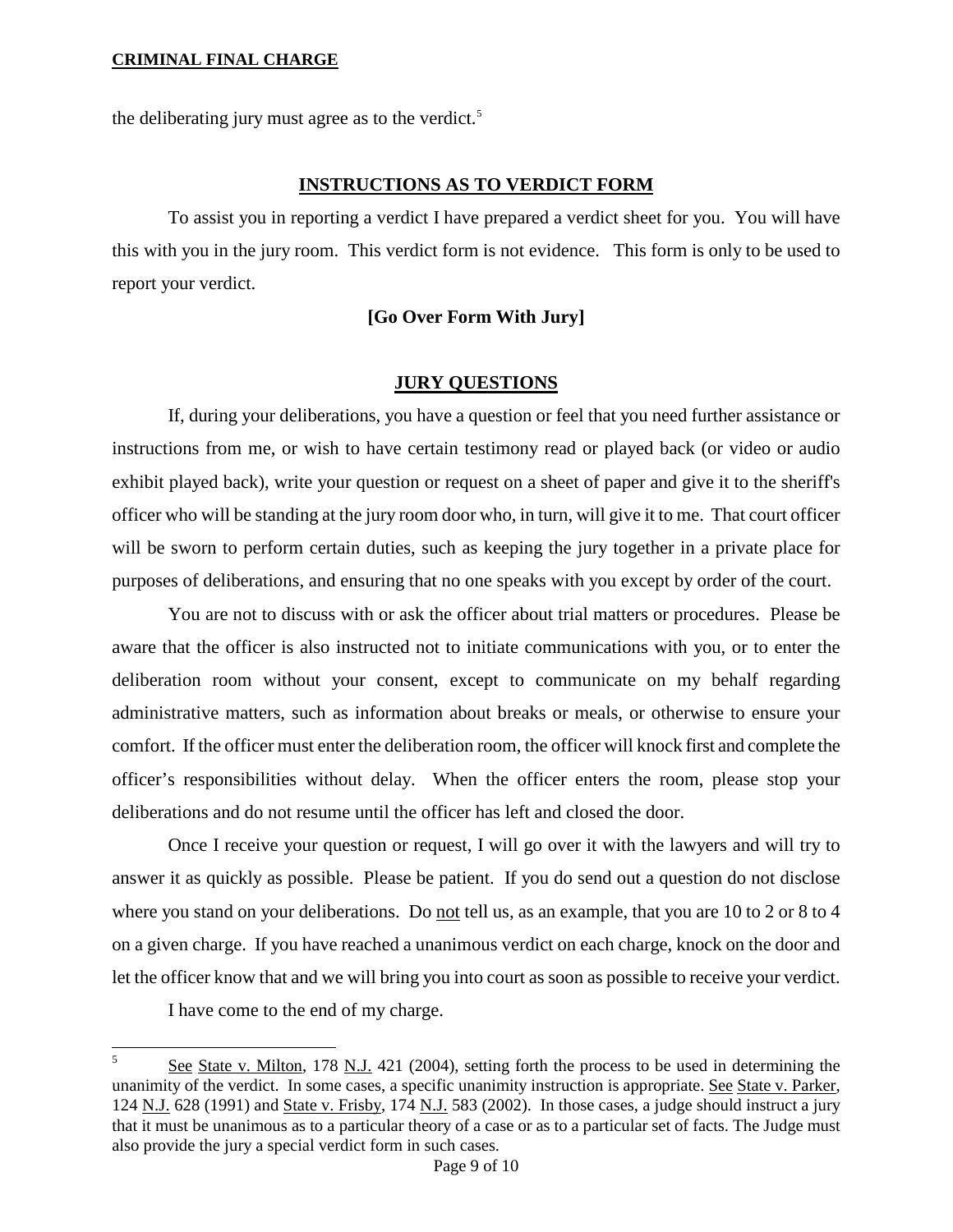the deliberating jury must agree as to the verdict.[5]

## INSTRUCTIONS AS TO VERDICT FORM

To assist you in reporting a verdict I have prepared a verdict sheet for you. You will have this with you in the jury room. This verdict form is not evidence. This form is only to be used to report your verdict.

**[Go Over Form With Jury]**

## JURY QUESTIONS

If, during your deliberations, you have a question or feel that you need further assistance or instructions from me, or wish to have certain testimony read or played back (or video or audio exhibit played back), write your question or request on a sheet of paper and give it to the sheriff's officer who will be standing at the jury room door who, in turn, will give it to me. That court officer will be sworn to perform certain duties, such as keeping the jury together in a private place for purposes of deliberations, and ensuring that no one speaks with you except by order of the court.

You are not to discuss with or ask the officer about trial matters or procedures. Please be aware that the officer is also instructed not to initiate communications with you, or to enter the deliberation room without your consent, except to communicate on my behalf regarding administrative matters, such as information about breaks or meals, or otherwise to ensure your comfort. If the officer must enter the deliberation room, the officer will knock first and complete the officer's responsibilities without delay. When the officer enters the room, please stop your deliberations and do not resume until the officer has left and closed the door.

Once I receive your question or request, I will go over it with the lawyers and will try to answer it as quickly as possible. Please be patient. If you do send out a question do not disclose where you stand on your deliberations. Do not tell us, as an example, that you are 10 to 2 or 8 to 4 on a given charge. If you have reached a unanimous verdict on each charge, knock on the door and let the officer know that and we will bring you into court as soon as possible to receive your verdict.

I have come to the end of my charge.

---

[5] See State v. Milton, 178 N.J. 421 (2004), setting forth the process to be used in determining the unanimity of the verdict. In some cases, a specific unanimity instruction is appropriate. See State v. Parker, 124 N.J. 628 (1991) and State v. Frisby, 174 N.J. 583 (2002). In those cases, a judge should instruct a jury that it must be unanimous as to a particular theory of a case or as to a particular set of facts. The Judge must also provide the jury a special verdict form in such cases.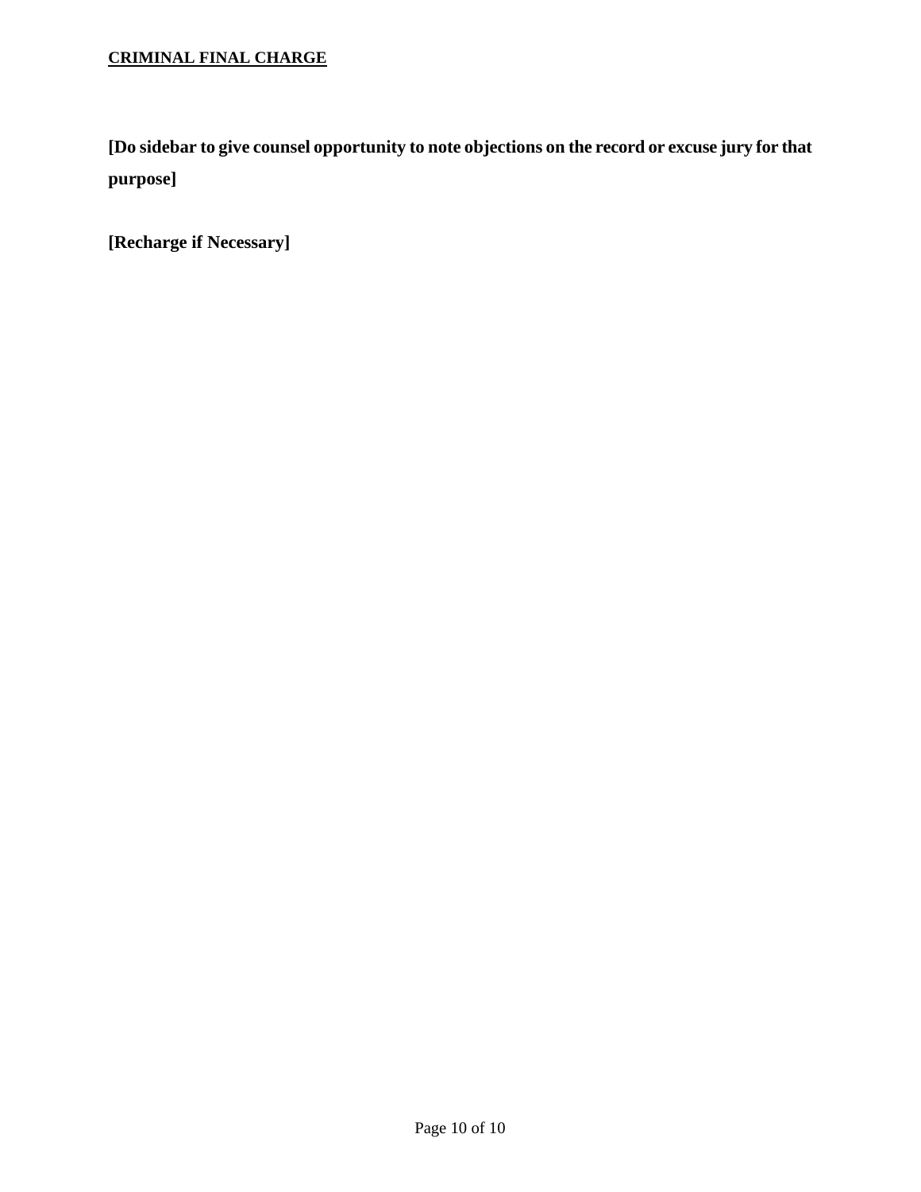**[Do sidebar to give counsel opportunity to note objections on the record or excuse jury for that purpose]**

**[Recharge if Necessary]**